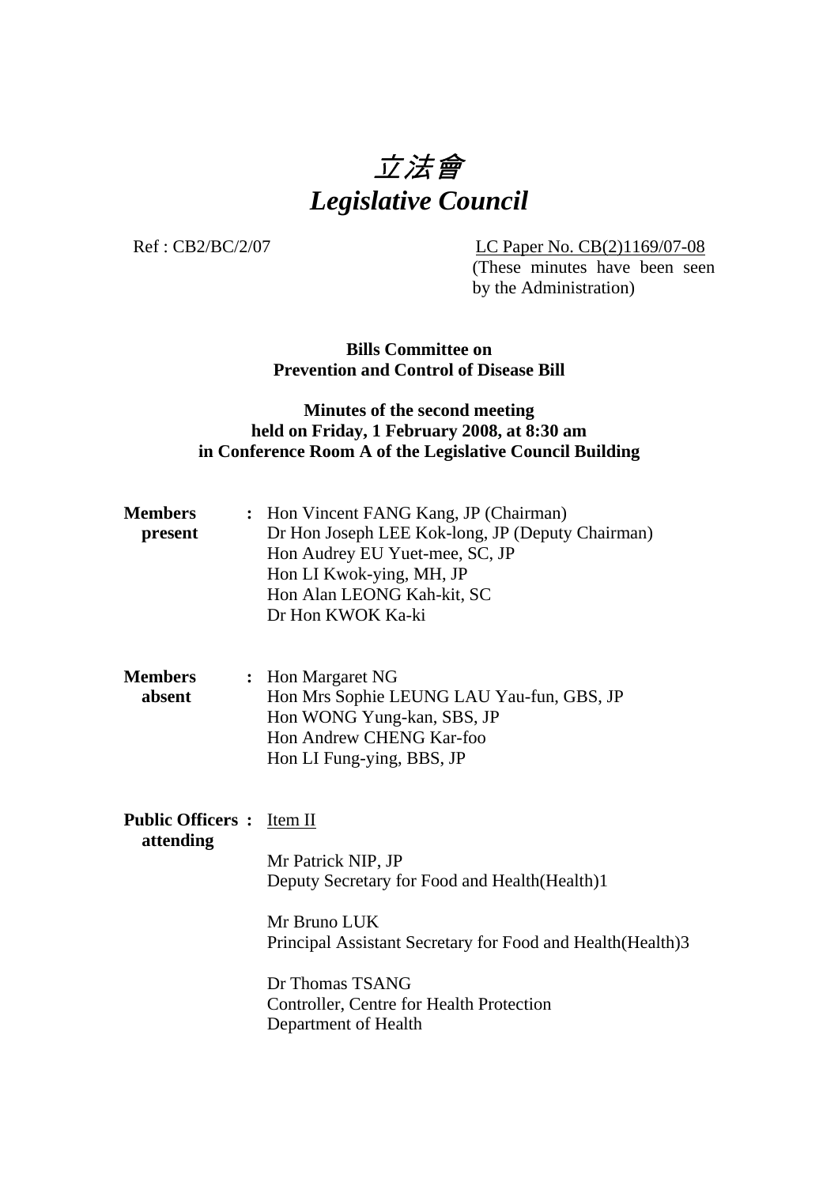# 立法會
# *Legislative Council*

Ref : CB2/BC/2/07

LC Paper No. CB(2)1169/07-08
(These minutes have been seen by the Administration)

**Bills Committee on**
**Prevention and Control of Disease Bill**

**Minutes of the second meeting**
**held on Friday, 1 February 2008, at 8:30 am**
**in Conference Room A of the Legislative Council Building**

**Members present** :
Hon Vincent FANG Kang, JP (Chairman)
Dr Hon Joseph LEE Kok-long, JP (Deputy Chairman)
Hon Audrey EU Yuet-mee, SC, JP
Hon LI Kwok-ying, MH, JP
Hon Alan LEONG Kah-kit, SC
Dr Hon KWOK Ka-ki

**Members absent** :
Hon Margaret NG
Hon Mrs Sophie LEUNG LAU Yau-fun, GBS, JP
Hon WONG Yung-kan, SBS, JP
Hon Andrew CHENG Kar-foo
Hon LI Fung-ying, BBS, JP

**Public Officers attending** :
Item II

Mr Patrick NIP, JP
Deputy Secretary for Food and Health(Health)1

Mr Bruno LUK
Principal Assistant Secretary for Food and Health(Health)3

Dr Thomas TSANG
Controller, Centre for Health Protection
Department of Health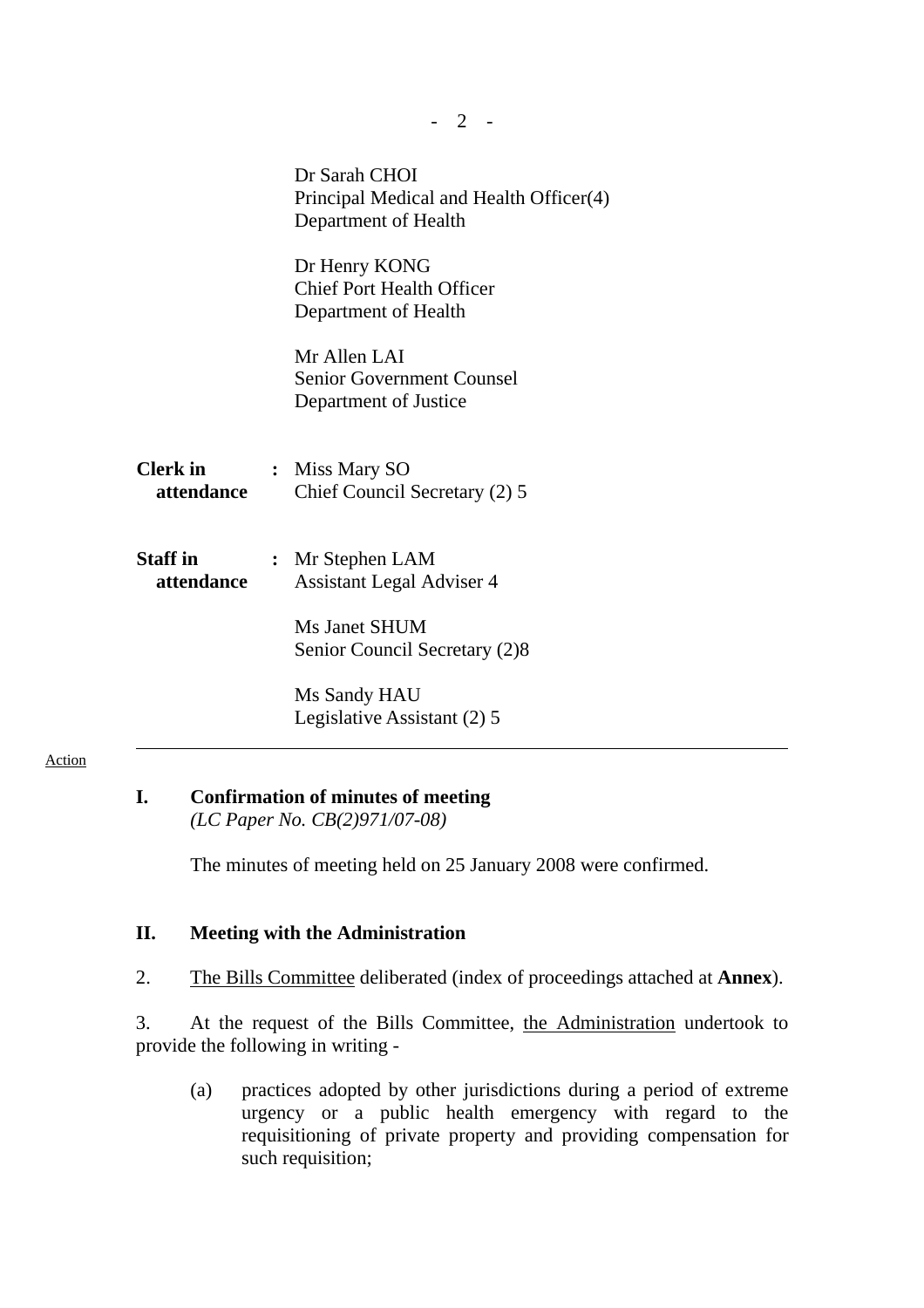Dr Sarah CHOI
Principal Medical and Health Officer(4)
Department of Health

Dr Henry KONG
Chief Port Health Officer
Department of Health

Mr Allen LAI
Senior Government Counsel
Department of Justice

**Clerk in attendance** : Miss Mary SO
Chief Council Secretary (2) 5

**Staff in attendance** : Mr Stephen LAM
Assistant Legal Adviser 4

Ms Janet SHUM
Senior Council Secretary (2)8

Ms Sandy HAU
Legislative Assistant (2) 5

---

Action

## I. Confirmation of minutes of meeting

*(LC Paper No. CB(2)971/07-08)*

The minutes of meeting held on 25 January 2008 were confirmed.

## II. Meeting with the Administration

2. The Bills Committee deliberated (index of proceedings attached at **Annex**).

3. At the request of the Bills Committee, the Administration undertook to provide the following in writing -

(a) practices adopted by other jurisdictions during a period of extreme urgency or a public health emergency with regard to the requisitioning of private property and providing compensation for such requisition;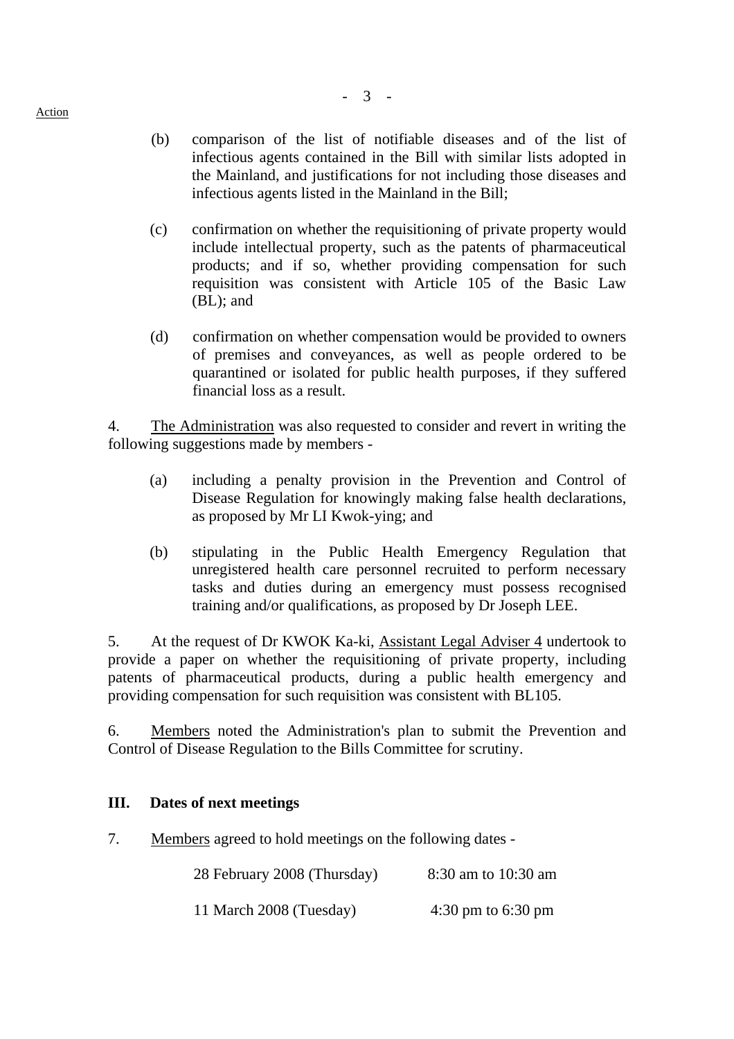(b) comparison of the list of notifiable diseases and of the list of infectious agents contained in the Bill with similar lists adopted in the Mainland, and justifications for not including those diseases and infectious agents listed in the Mainland in the Bill;

(c) confirmation on whether the requisitioning of private property would include intellectual property, such as the patents of pharmaceutical products; and if so, whether providing compensation for such requisition was consistent with Article 105 of the Basic Law (BL); and

(d) confirmation on whether compensation would be provided to owners of premises and conveyances, as well as people ordered to be quarantined or isolated for public health purposes, if they suffered financial loss as a result.

4. The Administration was also requested to consider and revert in writing the following suggestions made by members -

(a) including a penalty provision in the Prevention and Control of Disease Regulation for knowingly making false health declarations, as proposed by Mr LI Kwok-ying; and

(b) stipulating in the Public Health Emergency Regulation that unregistered health care personnel recruited to perform necessary tasks and duties during an emergency must possess recognised training and/or qualifications, as proposed by Dr Joseph LEE.

5. At the request of Dr KWOK Ka-ki, Assistant Legal Adviser 4 undertook to provide a paper on whether the requisitioning of private property, including patents of pharmaceutical products, during a public health emergency and providing compensation for such requisition was consistent with BL105.

6. Members noted the Administration's plan to submit the Prevention and Control of Disease Regulation to the Bills Committee for scrutiny.

## III. Dates of next meetings

7. Members agreed to hold meetings on the following dates -

| | |
|---|---|
| 28 February 2008 (Thursday) | 8:30 am to 10:30 am |
| 11 March 2008 (Tuesday) | 4:30 pm to 6:30 pm |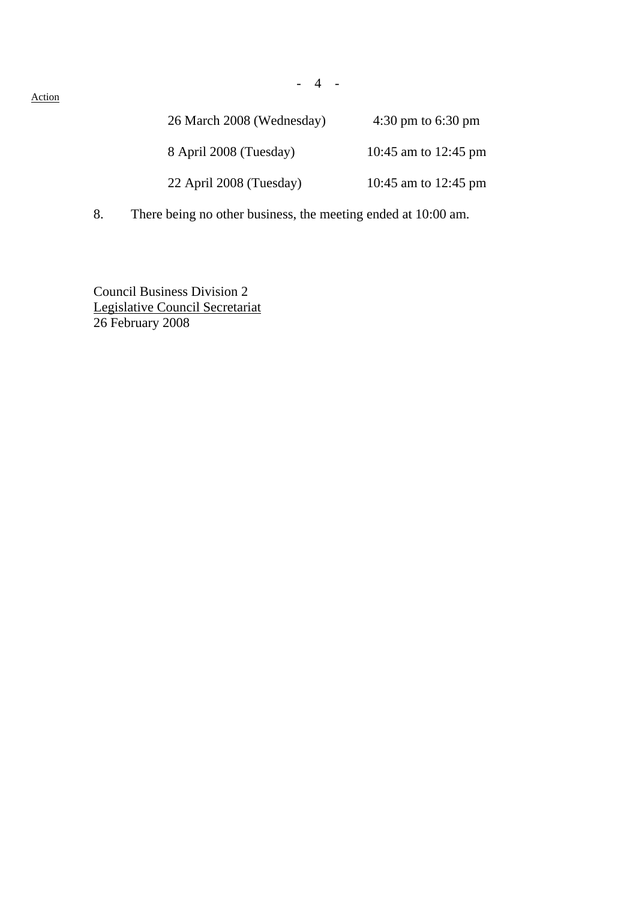Action

| | |
|---|---|
| 26 March 2008 (Wednesday) | 4:30 pm to 6:30 pm |
| 8 April 2008 (Tuesday) | 10:45 am to 12:45 pm |
| 22 April 2008 (Tuesday) | 10:45 am to 12:45 pm |

8. There being no other business, the meeting ended at 10:00 am.

Council Business Division 2
Legislative Council Secretariat
26 February 2008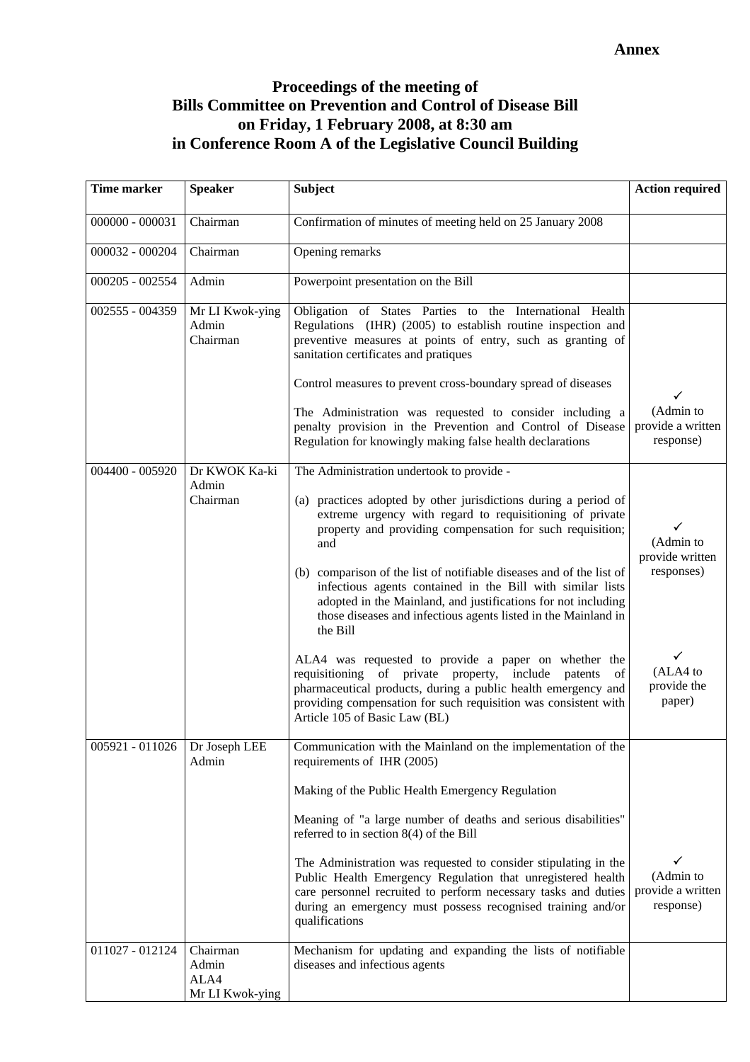**Annex**

## Proceedings of the meeting of Bills Committee on Prevention and Control of Disease Bill on Friday, 1 February 2008, at 8:30 am in Conference Room A of the Legislative Council Building

| Time marker | Speaker | Subject | Action required |
|---|---|---|---|
| 000000 - 000031 | Chairman | Confirmation of minutes of meeting held on 25 January 2008 | |
| 000032 - 000204 | Chairman | Opening remarks | |
| 000205 - 002554 | Admin | Powerpoint presentation on the Bill | |
| 002555 - 004359 | Mr LI Kwok-ying<br>Admin<br>Chairman | Obligation of States Parties to the International Health Regulations (IHR) (2005) to establish routine inspection and preventive measures at points of entry, such as granting of sanitation certificates and pratiques<br><br>Control measures to prevent cross-boundary spread of diseases<br><br>The Administration was requested to consider including a penalty provision in the Prevention and Control of Disease Regulation for knowingly making false health declarations | ✓<br>(Admin to provide a written response) |
| 004400 - 005920 | Dr KWOK Ka-ki<br>Admin<br>Chairman | The Administration undertook to provide -<br><br>(a) practices adopted by other jurisdictions during a period of extreme urgency with regard to requisitioning of private property and providing compensation for such requisition; and<br><br>(b) comparison of the list of notifiable diseases and of the list of infectious agents contained in the Bill with similar lists adopted in the Mainland, and justifications for not including those diseases and infectious agents listed in the Mainland in the Bill<br><br>ALA4 was requested to provide a paper on whether the requisitioning of private property, include patents of pharmaceutical products, during a public health emergency and providing compensation for such requisition was consistent with Article 105 of Basic Law (BL) | ✓<br>(Admin to provide written responses)<br><br>✓<br>(ALA4 to provide the paper) |
| 005921 - 011026 | Dr Joseph LEE<br>Admin | Communication with the Mainland on the implementation of the requirements of IHR (2005)<br><br>Making of the Public Health Emergency Regulation<br><br>Meaning of "a large number of deaths and serious disabilities" referred to in section 8(4) of the Bill<br><br>The Administration was requested to consider stipulating in the Public Health Emergency Regulation that unregistered health care personnel recruited to perform necessary tasks and duties during an emergency must possess recognised training and/or qualifications | ✓<br>(Admin to provide a written response) |
| 011027 - 012124 | Chairman<br>Admin<br>ALA4<br>Mr LI Kwok-ying | Mechanism for updating and expanding the lists of notifiable diseases and infectious agents | |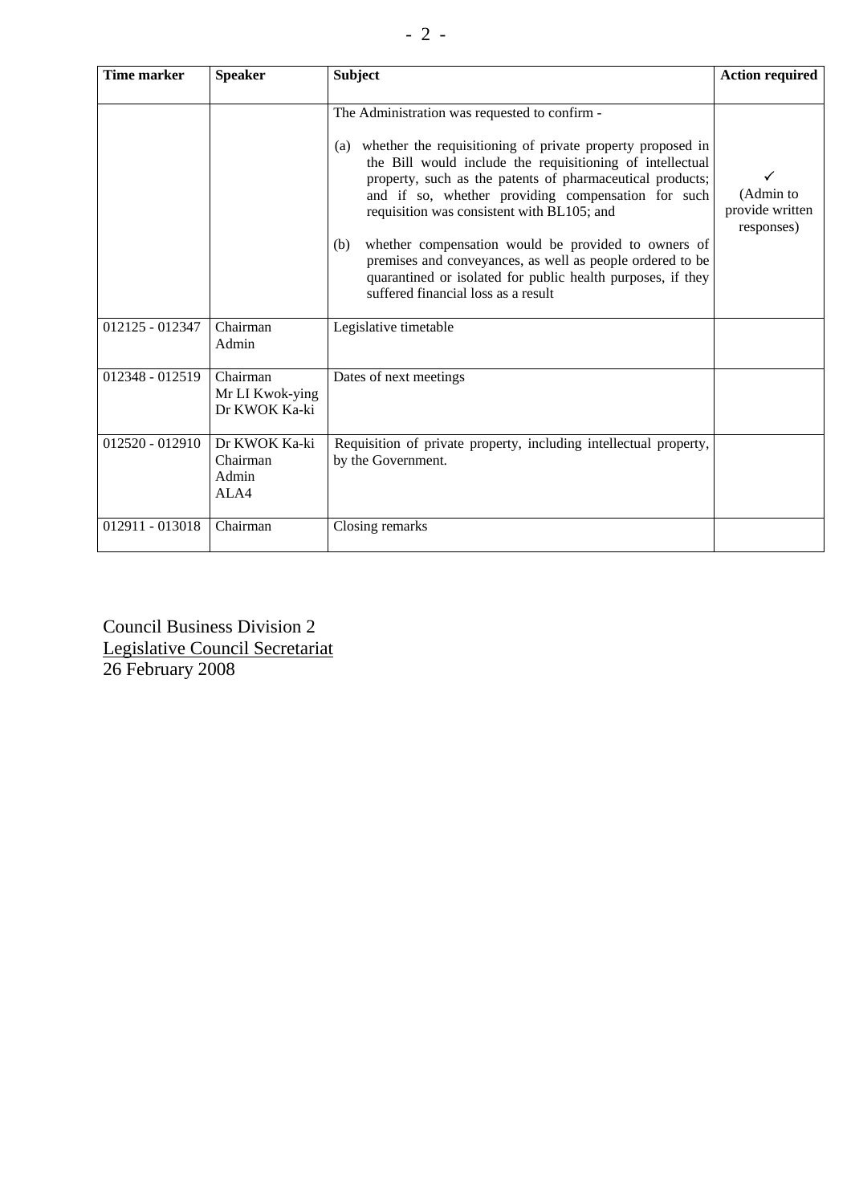| Time marker | Speaker | Subject | Action required |
|---|---|---|---|
| | | The Administration was requested to confirm - <br><br> (a) whether the requisitioning of private property proposed in the Bill would include the requisitioning of intellectual property, such as the patents of pharmaceutical products; and if so, whether providing compensation for such requisition was consistent with BL105; and <br><br> (b) whether compensation would be provided to owners of premises and conveyances, as well as people ordered to be quarantined or isolated for public health purposes, if they suffered financial loss as a result | ✓ (Admin to provide written responses) |
| 012125 - 012347 | Chairman<br>Admin | Legislative timetable | |
| 012348 - 012519 | Chairman<br>Mr LI Kwok-ying<br>Dr KWOK Ka-ki | Dates of next meetings | |
| 012520 - 012910 | Dr KWOK Ka-ki<br>Chairman<br>Admin<br>ALA4 | Requisition of private property, including intellectual property, by the Government. | |
| 012911 - 013018 | Chairman | Closing remarks | |

Council Business Division 2
Legislative Council Secretariat
26 February 2008